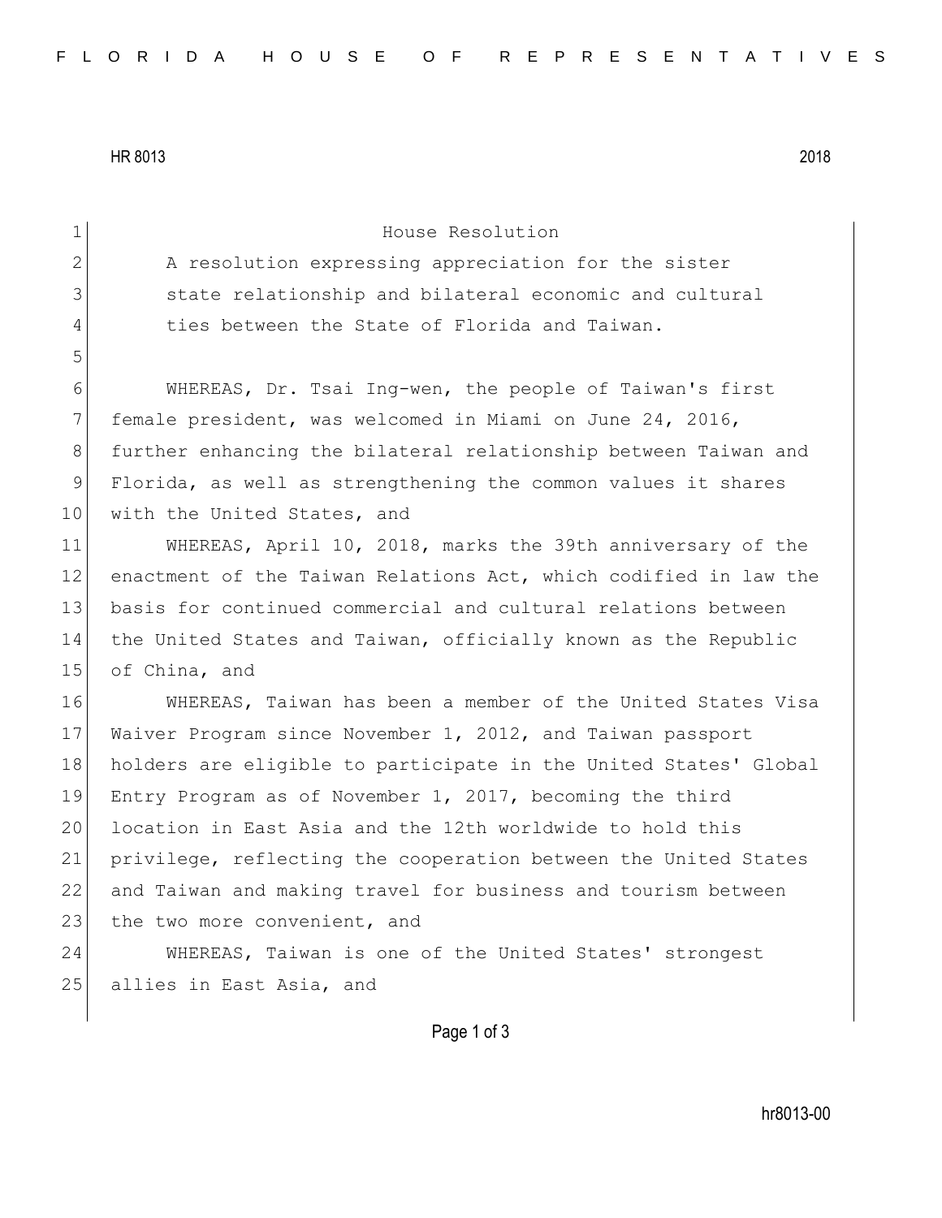HR 8013 2018

# House Resolution

A resolution expressing appreciation for the sister state relationship and bilateral economic and cultural ties between the State of Florida and Taiwan.

WHEREAS, Dr. Tsai Ing-wen, the people of Taiwan's first female president, was welcomed in Miami on June 24, 2016, further enhancing the bilateral relationship between Taiwan and Florida, as well as strengthening the common values it shares with the United States, and

WHEREAS, April 10, 2018, marks the 39th anniversary of the enactment of the Taiwan Relations Act, which codified in law the basis for continued commercial and cultural relations between the United States and Taiwan, officially known as the Republic of China, and

WHEREAS, Taiwan has been a member of the United States Visa Waiver Program since November 1, 2012, and Taiwan passport holders are eligible to participate in the United States' Global Entry Program as of November 1, 2017, becoming the third location in East Asia and the 12th worldwide to hold this privilege, reflecting the cooperation between the United States and Taiwan and making travel for business and tourism between the two more convenient, and

WHEREAS, Taiwan is one of the United States' strongest allies in East Asia, and

hr8013-00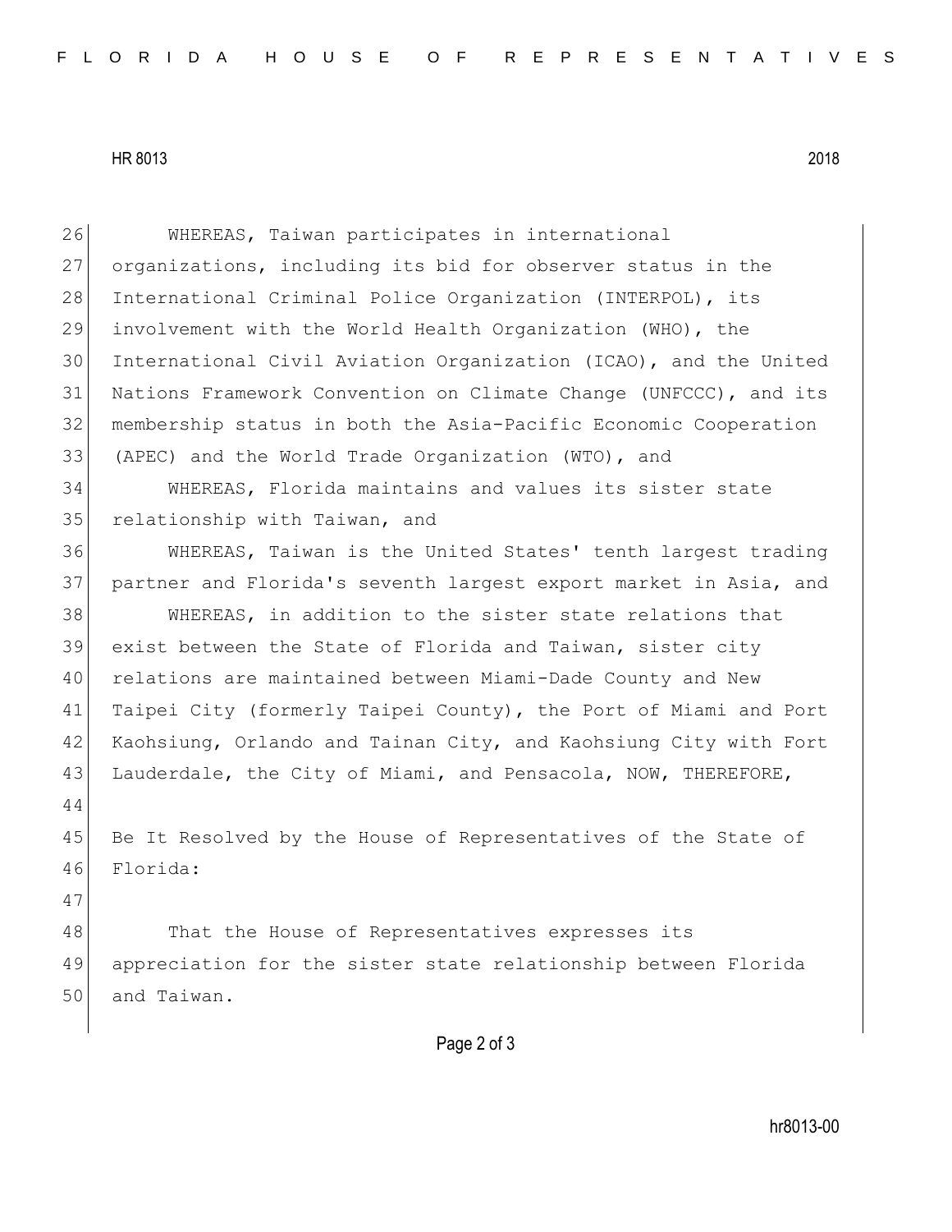WHEREAS, Taiwan participates in international organizations, including its bid for observer status in the International Criminal Police Organization (INTERPOL), its involvement with the World Health Organization (WHO), the International Civil Aviation Organization (ICAO), and the United Nations Framework Convention on Climate Change (UNFCCC), and its membership status in both the Asia-Pacific Economic Cooperation (APEC) and the World Trade Organization (WTO), and

WHEREAS, Florida maintains and values its sister state relationship with Taiwan, and

WHEREAS, Taiwan is the United States' tenth largest trading partner and Florida's seventh largest export market in Asia, and

WHEREAS, in addition to the sister state relations that exist between the State of Florida and Taiwan, sister city relations are maintained between Miami-Dade County and New Taipei City (formerly Taipei County), the Port of Miami and Port Kaohsiung, Orlando and Tainan City, and Kaohsiung City with Fort Lauderdale, the City of Miami, and Pensacola, NOW, THEREFORE,

Be It Resolved by the House of Representatives of the State of Florida:

That the House of Representatives expresses its appreciation for the sister state relationship between Florida and Taiwan.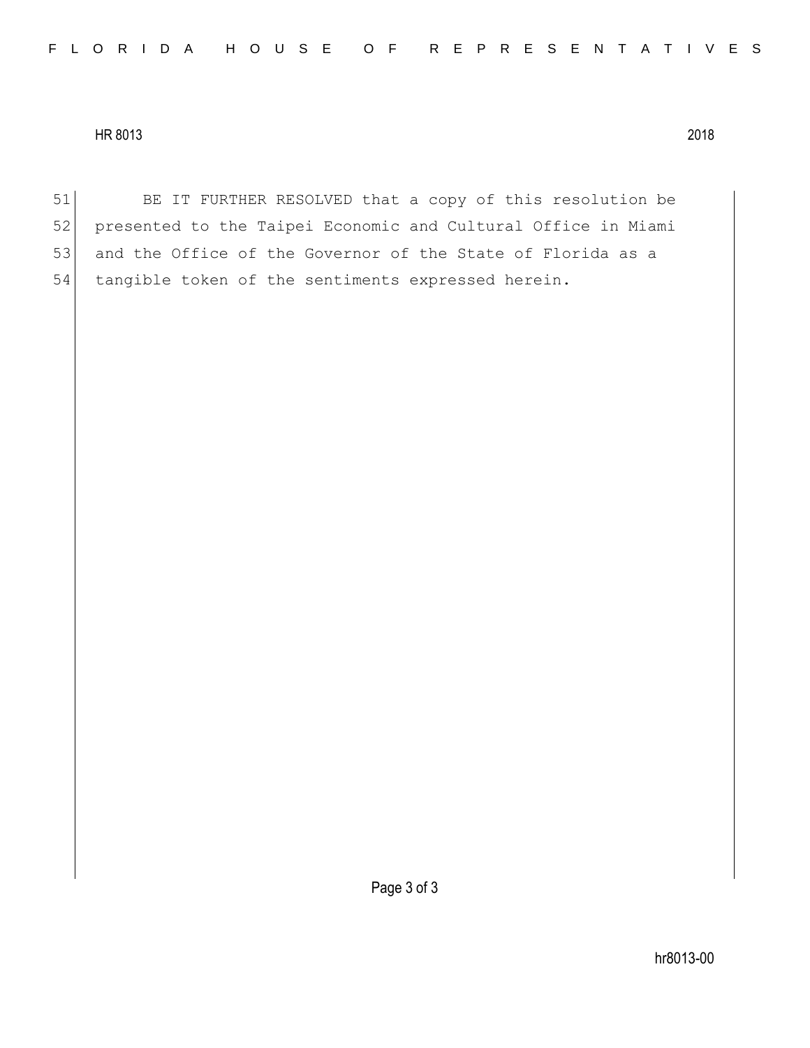BE IT FURTHER RESOLVED that a copy of this resolution be presented to the Taipei Economic and Cultural Office in Miami and the Office of the Governor of the State of Florida as a tangible token of the sentiments expressed herein.